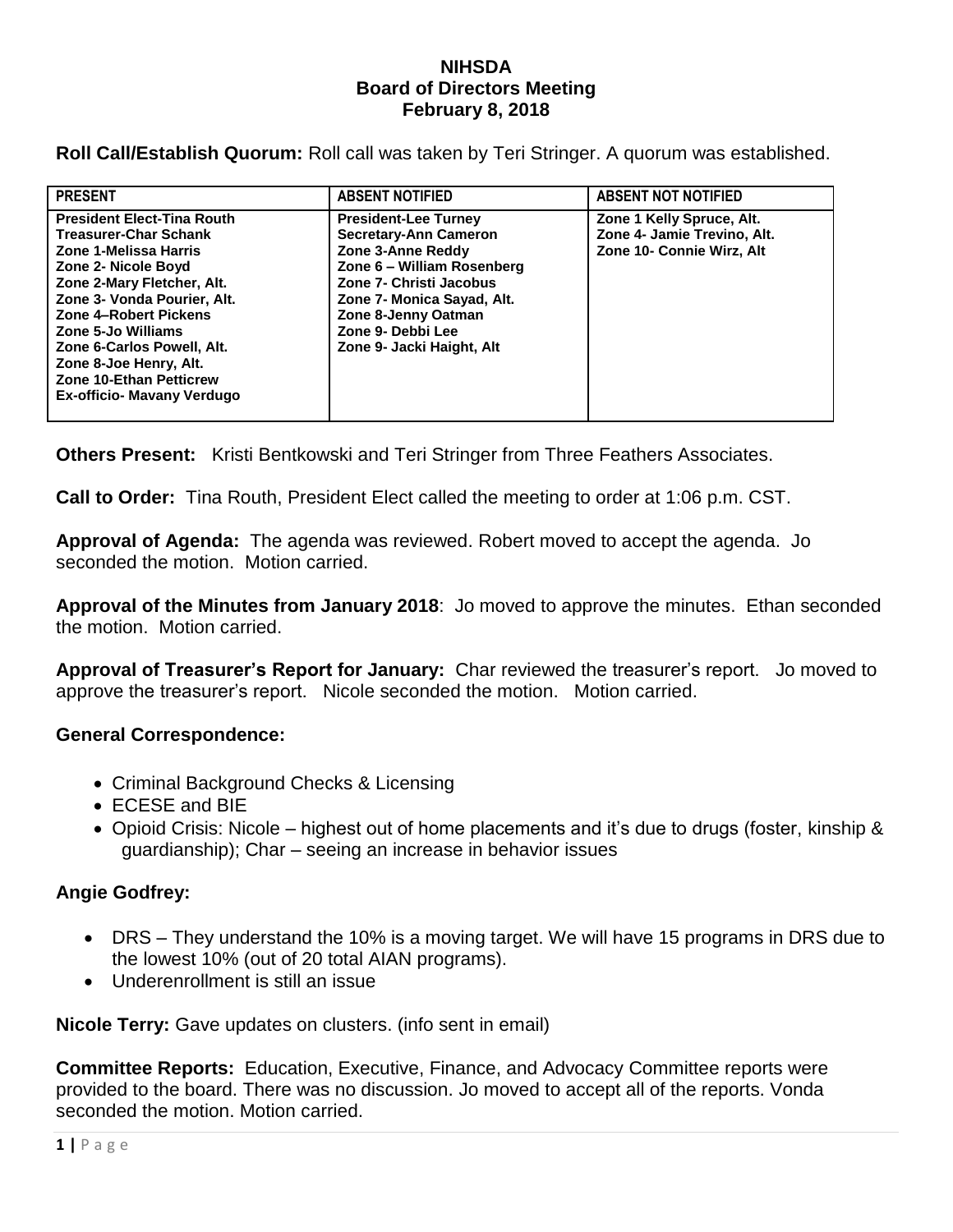**NIHSDA**
**Board of Directors Meeting**
**February 8, 2018**

**Roll Call/Establish Quorum:** Roll call was taken by Teri Stringer. A quorum was established.

| PRESENT | ABSENT NOTIFIED | ABSENT NOT NOTIFIED |
|---|---|---|
| President Elect-Tina Routh<br>Treasurer-Char Schank<br>Zone 1-Melissa Harris<br>Zone 2- Nicole Boyd<br>Zone 2-Mary Fletcher, Alt.<br>Zone 3- Vonda Pourier, Alt.<br>Zone 4–Robert Pickens<br>Zone 5-Jo Williams<br>Zone 6-Carlos Powell, Alt.<br>Zone 8-Joe Henry, Alt.<br>Zone 10-Ethan Petticrew<br>Ex-officio- Mavany Verdugo | President-Lee Turney<br>Secretary-Ann Cameron<br>Zone 3-Anne Reddy<br>Zone 6 – William Rosenberg<br>Zone 7- Christi Jacobus<br>Zone 7- Monica Sayad, Alt.<br>Zone 8-Jenny Oatman<br>Zone 9- Debbi Lee<br>Zone 9- Jacki Haight, Alt | Zone 1 Kelly Spruce, Alt.<br>Zone 4- Jamie Trevino, Alt.<br>Zone 10- Connie Wirz, Alt |

**Others Present:** Kristi Bentkowski and Teri Stringer from Three Feathers Associates.

**Call to Order:** Tina Routh, President Elect called the meeting to order at 1:06 p.m. CST.

**Approval of Agenda:** The agenda was reviewed. Robert moved to accept the agenda. Jo seconded the motion. Motion carried.

**Approval of the Minutes from January 2018**: Jo moved to approve the minutes. Ethan seconded the motion. Motion carried.

**Approval of Treasurer's Report for January:** Char reviewed the treasurer's report. Jo moved to approve the treasurer's report. Nicole seconded the motion. Motion carried.

**General Correspondence:**

- Criminal Background Checks & Licensing
- ECESE and BIE
- Opioid Crisis: Nicole – highest out of home placements and it's due to drugs (foster, kinship & guardianship); Char – seeing an increase in behavior issues

**Angie Godfrey:**

- DRS – They understand the 10% is a moving target. We will have 15 programs in DRS due to the lowest 10% (out of 20 total AIAN programs).
- Underenrollment is still an issue

**Nicole Terry:** Gave updates on clusters. (info sent in email)

**Committee Reports:** Education, Executive, Finance, and Advocacy Committee reports were provided to the board. There was no discussion. Jo moved to accept all of the reports. Vonda seconded the motion. Motion carried.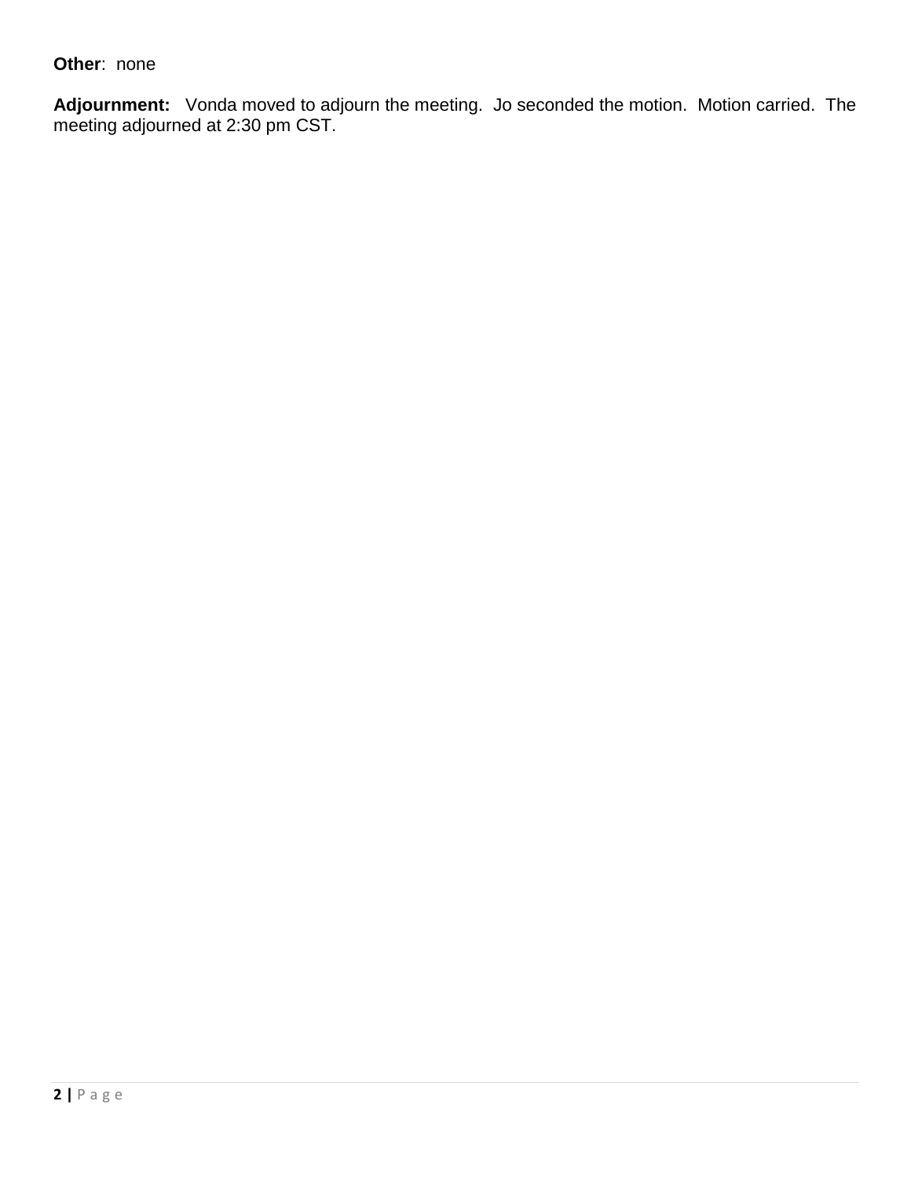**Other**:  none

**Adjournment:**   Vonda moved to adjourn the meeting.  Jo seconded the motion.  Motion carried.  The meeting adjourned at 2:30 pm CST.